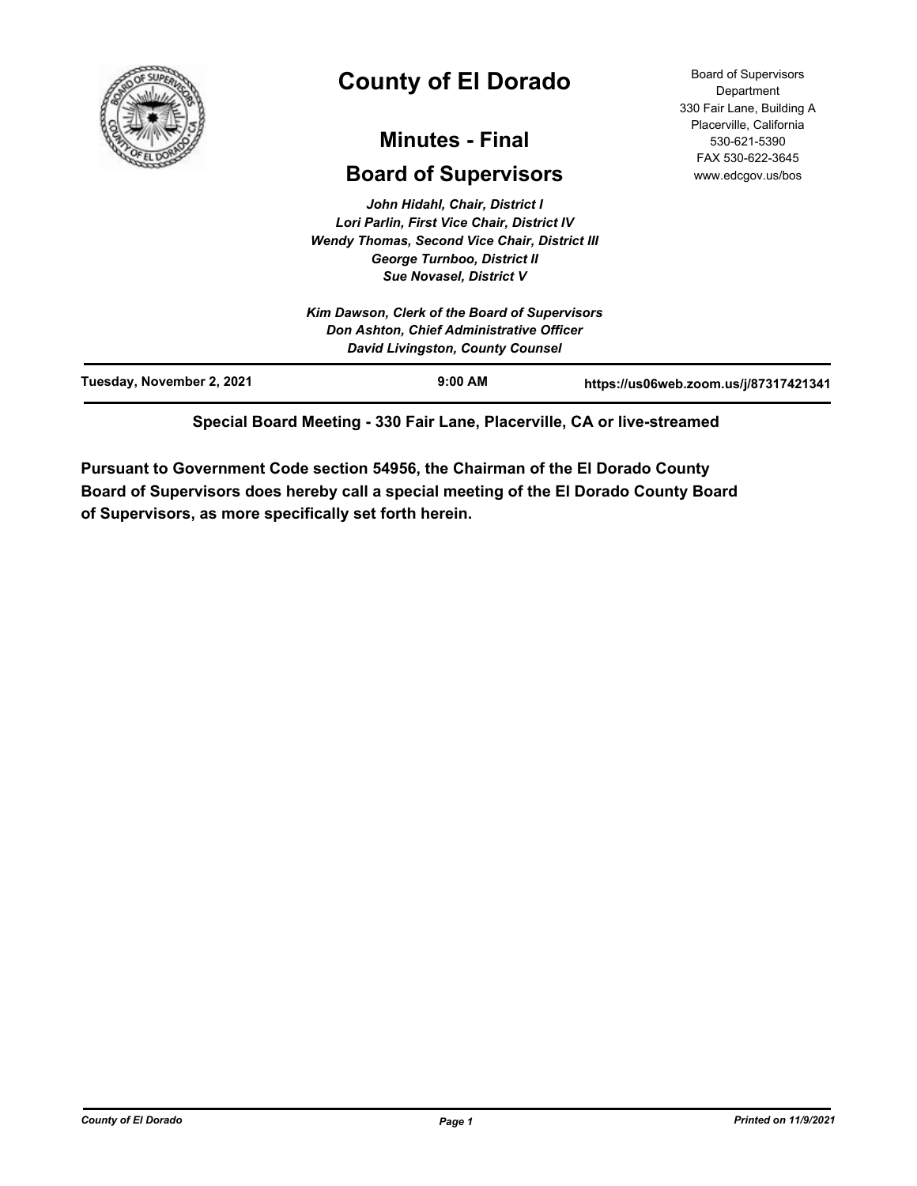# County of El Dorado

## Minutes - Final

## Board of Supervisors

Board of Supervisors Department
330 Fair Lane, Building A
Placerville, California
530-621-5390
FAX 530-622-3645
www.edcgov.us/bos

*John Hidahl, Chair, District I*
*Lori Parlin, First Vice Chair, District IV*
*Wendy Thomas, Second Vice Chair, District III*
*George Turnboo, District II*
*Sue Novasel, District V*

*Kim Dawson, Clerk of the Board of Supervisors*
*Don Ashton, Chief Administrative Officer*
*David Livingston, County Counsel*

**Tuesday, November 2, 2021** | **9:00 AM** | **https://us06web.zoom.us/j/87317421341**

**Special Board Meeting - 330 Fair Lane, Placerville, CA or live-streamed**

**Pursuant to Government Code section 54956, the Chairman of the El Dorado County Board of Supervisors does hereby call a special meeting of the El Dorado County Board of Supervisors, as more specifically set forth herein.**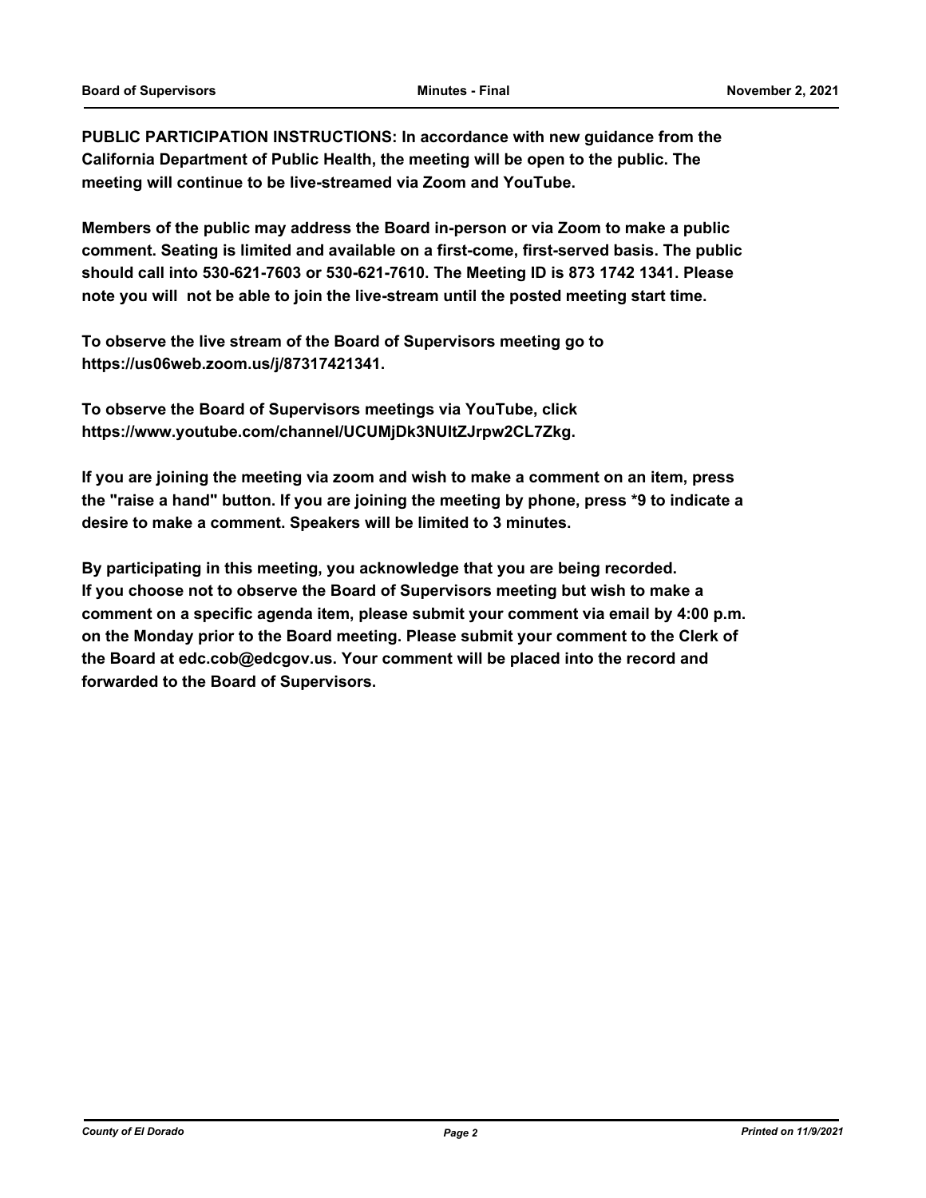**PUBLIC PARTICIPATION INSTRUCTIONS: In accordance with new guidance from the California Department of Public Health, the meeting will be open to the public. The meeting will continue to be live-streamed via Zoom and YouTube.**

**Members of the public may address the Board in-person or via Zoom to make a public comment. Seating is limited and available on a first-come, first-served basis. The public should call into 530-621-7603 or 530-621-7610. The Meeting ID is 873 1742 1341. Please note you will not be able to join the live-stream until the posted meeting start time.**

**To observe the live stream of the Board of Supervisors meeting go to https://us06web.zoom.us/j/87317421341.**

**To observe the Board of Supervisors meetings via YouTube, click https://www.youtube.com/channel/UCUMjDk3NUltZJrpw2CL7Zkg.**

**If you are joining the meeting via zoom and wish to make a comment on an item, press the "raise a hand" button. If you are joining the meeting by phone, press *9 to indicate a desire to make a comment. Speakers will be limited to 3 minutes.**

**By participating in this meeting, you acknowledge that you are being recorded. If you choose not to observe the Board of Supervisors meeting but wish to make a comment on a specific agenda item, please submit your comment via email by 4:00 p.m. on the Monday prior to the Board meeting. Please submit your comment to the Clerk of the Board at edc.cob@edcgov.us. Your comment will be placed into the record and forwarded to the Board of Supervisors.**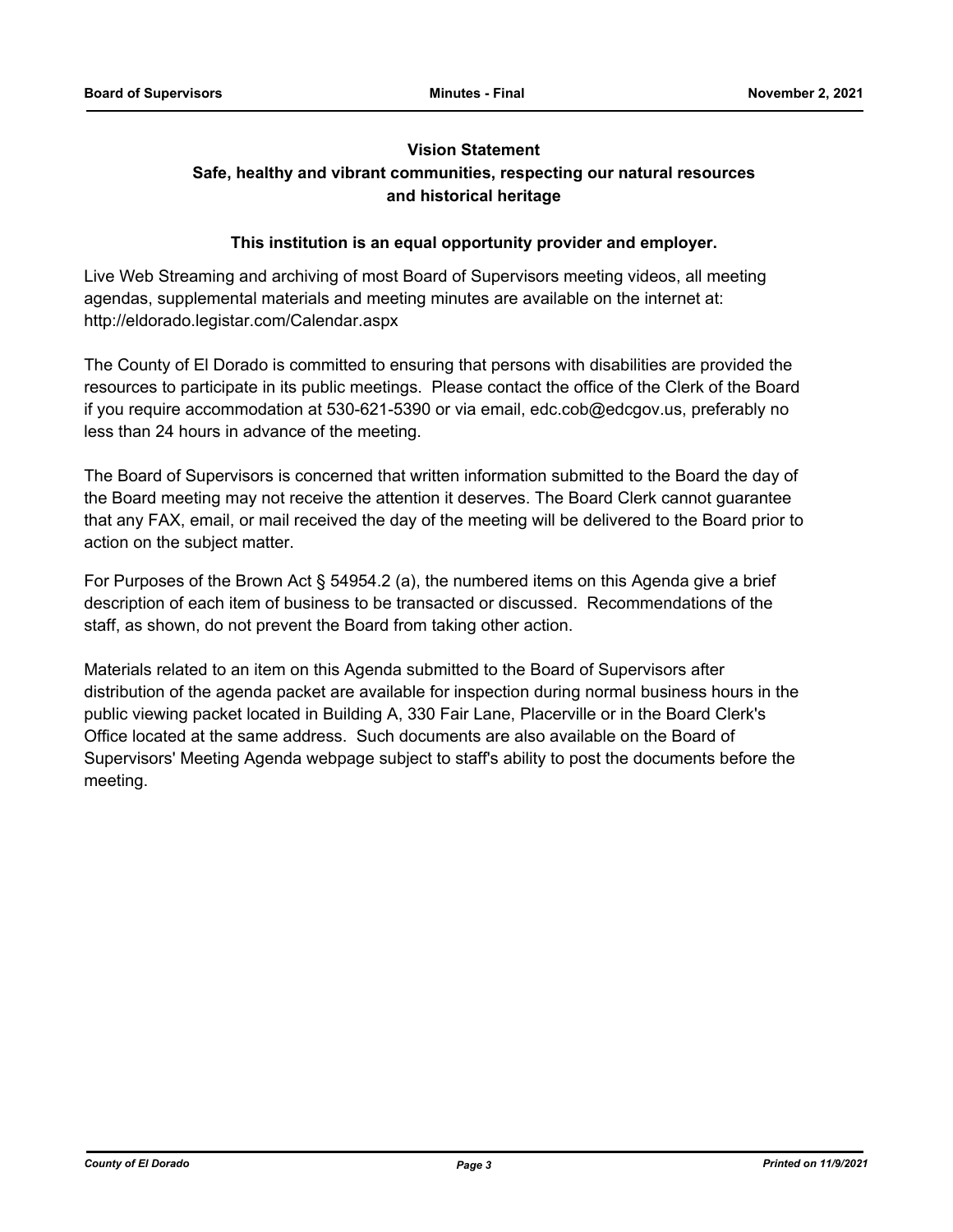**Vision Statement**

**Safe, healthy and vibrant communities, respecting our natural resources and historical heritage**

**This institution is an equal opportunity provider and employer.**

Live Web Streaming and archiving of most Board of Supervisors meeting videos, all meeting agendas, supplemental materials and meeting minutes are available on the internet at: http://eldorado.legistar.com/Calendar.aspx

The County of El Dorado is committed to ensuring that persons with disabilities are provided the resources to participate in its public meetings. Please contact the office of the Clerk of the Board if you require accommodation at 530-621-5390 or via email, edc.cob@edcgov.us, preferably no less than 24 hours in advance of the meeting.

The Board of Supervisors is concerned that written information submitted to the Board the day of the Board meeting may not receive the attention it deserves. The Board Clerk cannot guarantee that any FAX, email, or mail received the day of the meeting will be delivered to the Board prior to action on the subject matter.

For Purposes of the Brown Act § 54954.2 (a), the numbered items on this Agenda give a brief description of each item of business to be transacted or discussed. Recommendations of the staff, as shown, do not prevent the Board from taking other action.

Materials related to an item on this Agenda submitted to the Board of Supervisors after distribution of the agenda packet are available for inspection during normal business hours in the public viewing packet located in Building A, 330 Fair Lane, Placerville or in the Board Clerk's Office located at the same address. Such documents are also available on the Board of Supervisors' Meeting Agenda webpage subject to staff's ability to post the documents before the meeting.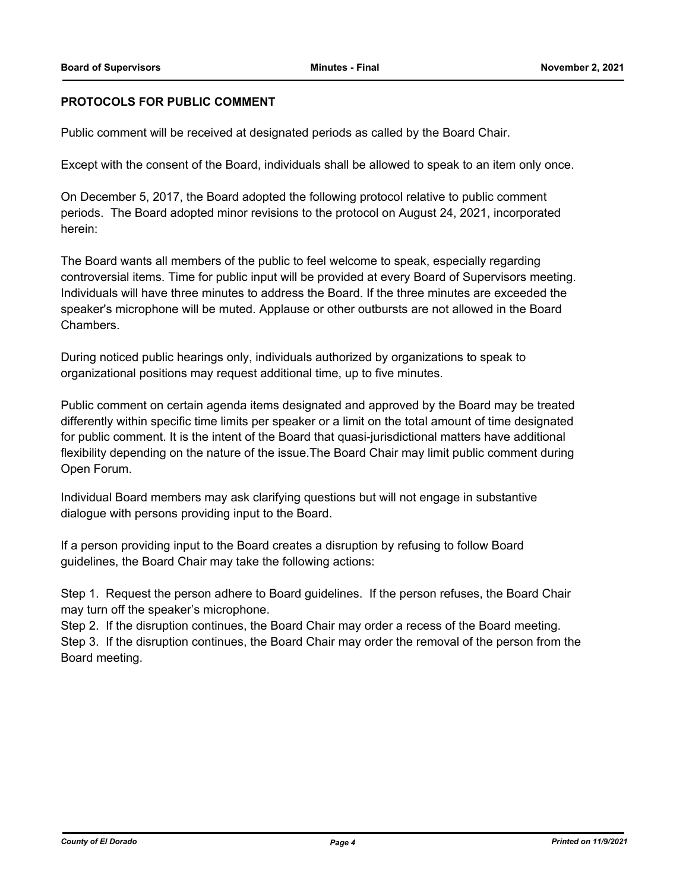**PROTOCOLS FOR PUBLIC COMMENT**

Public comment will be received at designated periods as called by the Board Chair.

Except with the consent of the Board, individuals shall be allowed to speak to an item only once.

On December 5, 2017, the Board adopted the following protocol relative to public comment periods. The Board adopted minor revisions to the protocol on August 24, 2021, incorporated herein:

The Board wants all members of the public to feel welcome to speak, especially regarding controversial items. Time for public input will be provided at every Board of Supervisors meeting. Individuals will have three minutes to address the Board. If the three minutes are exceeded the speaker's microphone will be muted. Applause or other outbursts are not allowed in the Board Chambers.

During noticed public hearings only, individuals authorized by organizations to speak to organizational positions may request additional time, up to five minutes.

Public comment on certain agenda items designated and approved by the Board may be treated differently within specific time limits per speaker or a limit on the total amount of time designated for public comment. It is the intent of the Board that quasi-jurisdictional matters have additional flexibility depending on the nature of the issue.The Board Chair may limit public comment during Open Forum.

Individual Board members may ask clarifying questions but will not engage in substantive dialogue with persons providing input to the Board.

If a person providing input to the Board creates a disruption by refusing to follow Board guidelines, the Board Chair may take the following actions:

Step 1. Request the person adhere to Board guidelines. If the person refuses, the Board Chair may turn off the speaker's microphone.
Step 2. If the disruption continues, the Board Chair may order a recess of the Board meeting.
Step 3. If the disruption continues, the Board Chair may order the removal of the person from the Board meeting.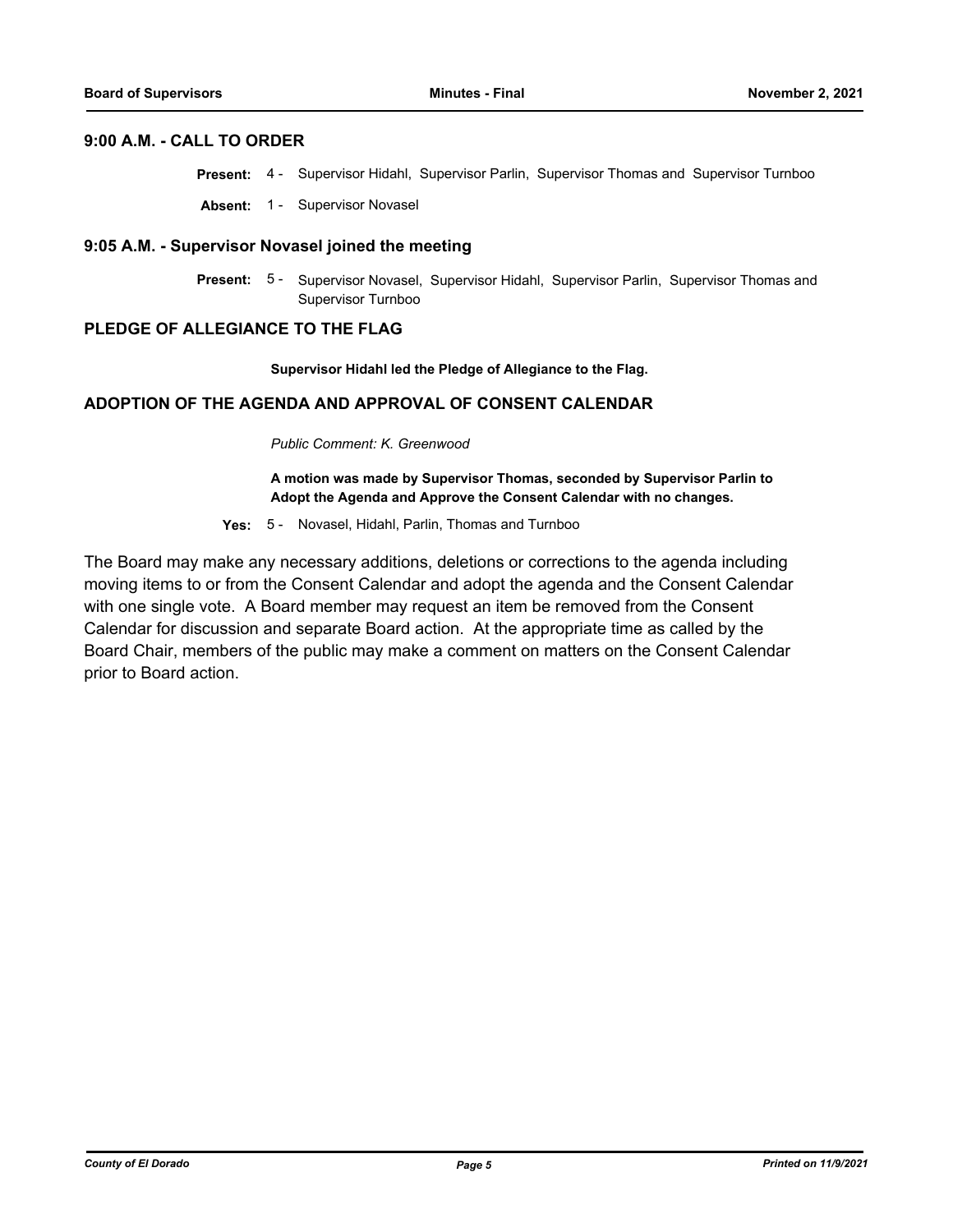## 9:00 A.M. - CALL TO ORDER

**Present:** 4 - Supervisor Hidahl, Supervisor Parlin, Supervisor Thomas and Supervisor Turnboo

**Absent:** 1 - Supervisor Novasel

## 9:05 A.M. - Supervisor Novasel joined the meeting

**Present:** 5 - Supervisor Novasel, Supervisor Hidahl, Supervisor Parlin, Supervisor Thomas and Supervisor Turnboo

## PLEDGE OF ALLEGIANCE TO THE FLAG

**Supervisor Hidahl led the Pledge of Allegiance to the Flag.**

## ADOPTION OF THE AGENDA AND APPROVAL OF CONSENT CALENDAR

*Public Comment: K. Greenwood*

**A motion was made by Supervisor Thomas, seconded by Supervisor Parlin to Adopt the Agenda and Approve the Consent Calendar with no changes.**

**Yes:** 5 - Novasel, Hidahl, Parlin, Thomas and Turnboo

The Board may make any necessary additions, deletions or corrections to the agenda including moving items to or from the Consent Calendar and adopt the agenda and the Consent Calendar with one single vote. A Board member may request an item be removed from the Consent Calendar for discussion and separate Board action. At the appropriate time as called by the Board Chair, members of the public may make a comment on matters on the Consent Calendar prior to Board action.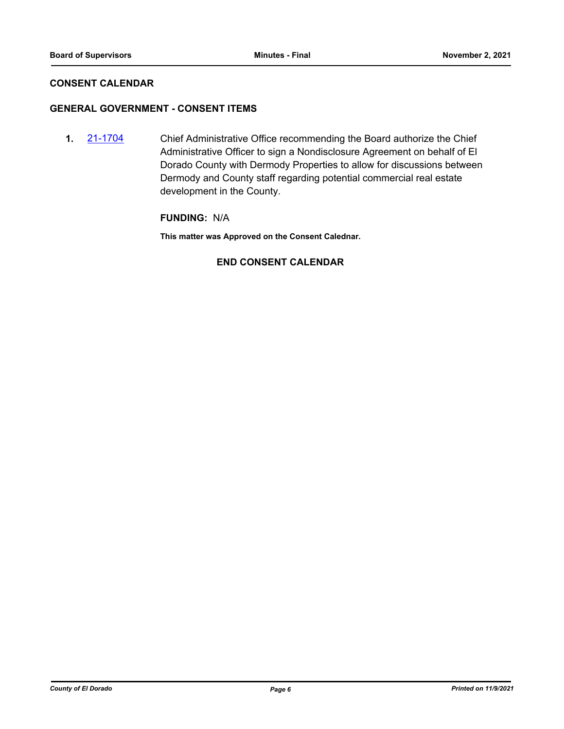## CONSENT CALENDAR

### GENERAL GOVERNMENT - CONSENT ITEMS

**1.** 21-1704 Chief Administrative Office recommending the Board authorize the Chief Administrative Officer to sign a Nondisclosure Agreement on behalf of El Dorado County with Dermody Properties to allow for discussions between Dermody and County staff regarding potential commercial real estate development in the County.

**FUNDING:** N/A

**This matter was Approved on the Consent Calednar.**

**END CONSENT CALENDAR**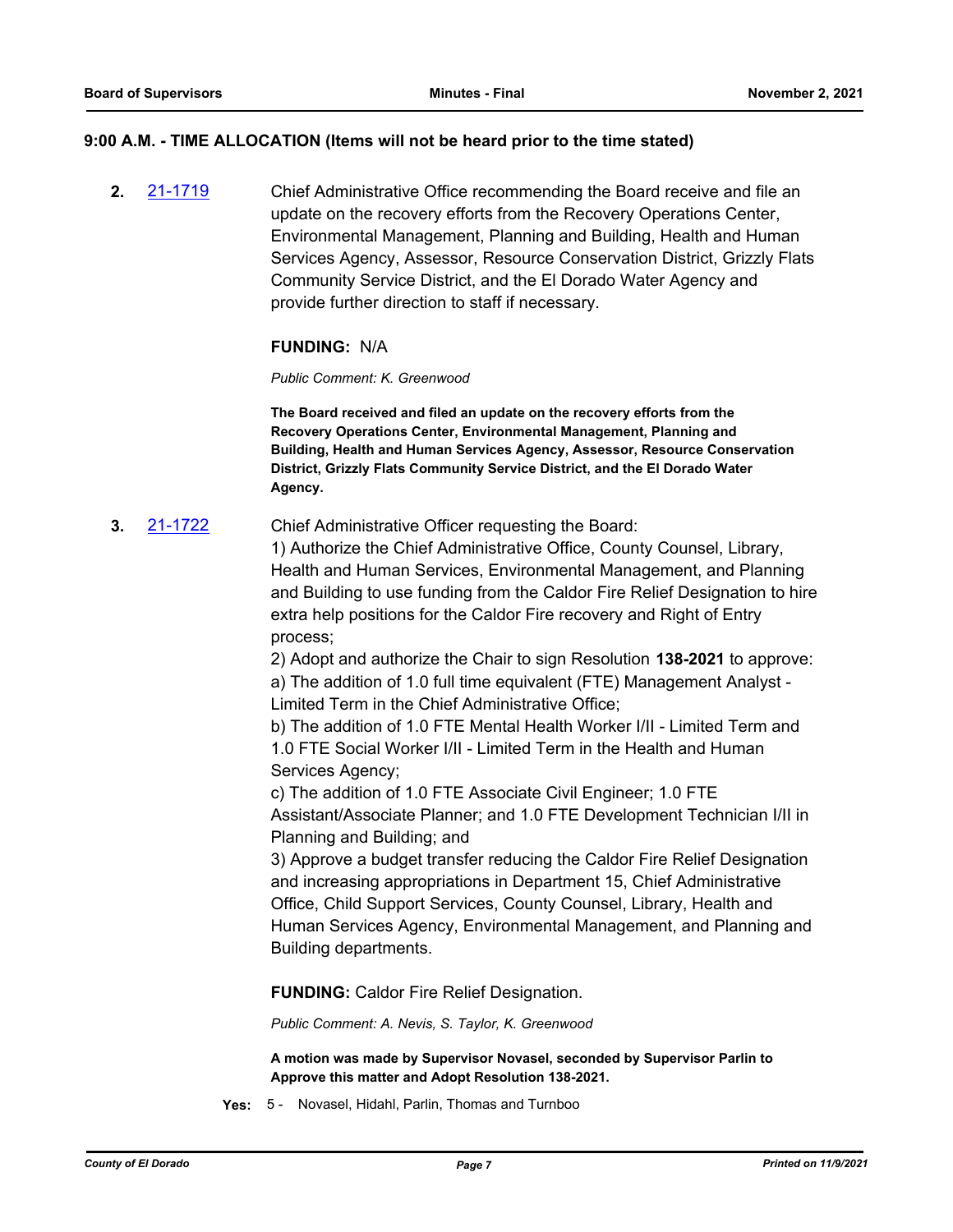**9:00 A.M. - TIME ALLOCATION (Items will not be heard prior to the time stated)**

**2.** [21-1719](21-1719) Chief Administrative Office recommending the Board receive and file an update on the recovery efforts from the Recovery Operations Center, Environmental Management, Planning and Building, Health and Human Services Agency, Assessor, Resource Conservation District, Grizzly Flats Community Service District, and the El Dorado Water Agency and provide further direction to staff if necessary.

**FUNDING:** N/A

*Public Comment: K. Greenwood*

**The Board received and filed an update on the recovery efforts from the Recovery Operations Center, Environmental Management, Planning and Building, Health and Human Services Agency, Assessor, Resource Conservation District, Grizzly Flats Community Service District, and the El Dorado Water Agency.**

**3.** [21-1722](21-1722) Chief Administrative Officer requesting the Board:

1) Authorize the Chief Administrative Office, County Counsel, Library, Health and Human Services, Environmental Management, and Planning and Building to use funding from the Caldor Fire Relief Designation to hire extra help positions for the Caldor Fire recovery and Right of Entry process;

2) Adopt and authorize the Chair to sign Resolution **138-2021** to approve:

a) The addition of 1.0 full time equivalent (FTE) Management Analyst - Limited Term in the Chief Administrative Office;

b) The addition of 1.0 FTE Mental Health Worker I/II - Limited Term and 1.0 FTE Social Worker I/II - Limited Term in the Health and Human Services Agency;

c) The addition of 1.0 FTE Associate Civil Engineer; 1.0 FTE Assistant/Associate Planner; and 1.0 FTE Development Technician I/II in Planning and Building; and

3) Approve a budget transfer reducing the Caldor Fire Relief Designation and increasing appropriations in Department 15, Chief Administrative Office, Child Support Services, County Counsel, Library, Health and Human Services Agency, Environmental Management, and Planning and Building departments.

**FUNDING:** Caldor Fire Relief Designation.

*Public Comment: A. Nevis, S. Taylor, K. Greenwood*

**A motion was made by Supervisor Novasel, seconded by Supervisor Parlin to Approve this matter and Adopt Resolution 138-2021.**

**Yes:** 5 - Novasel, Hidahl, Parlin, Thomas and Turnboo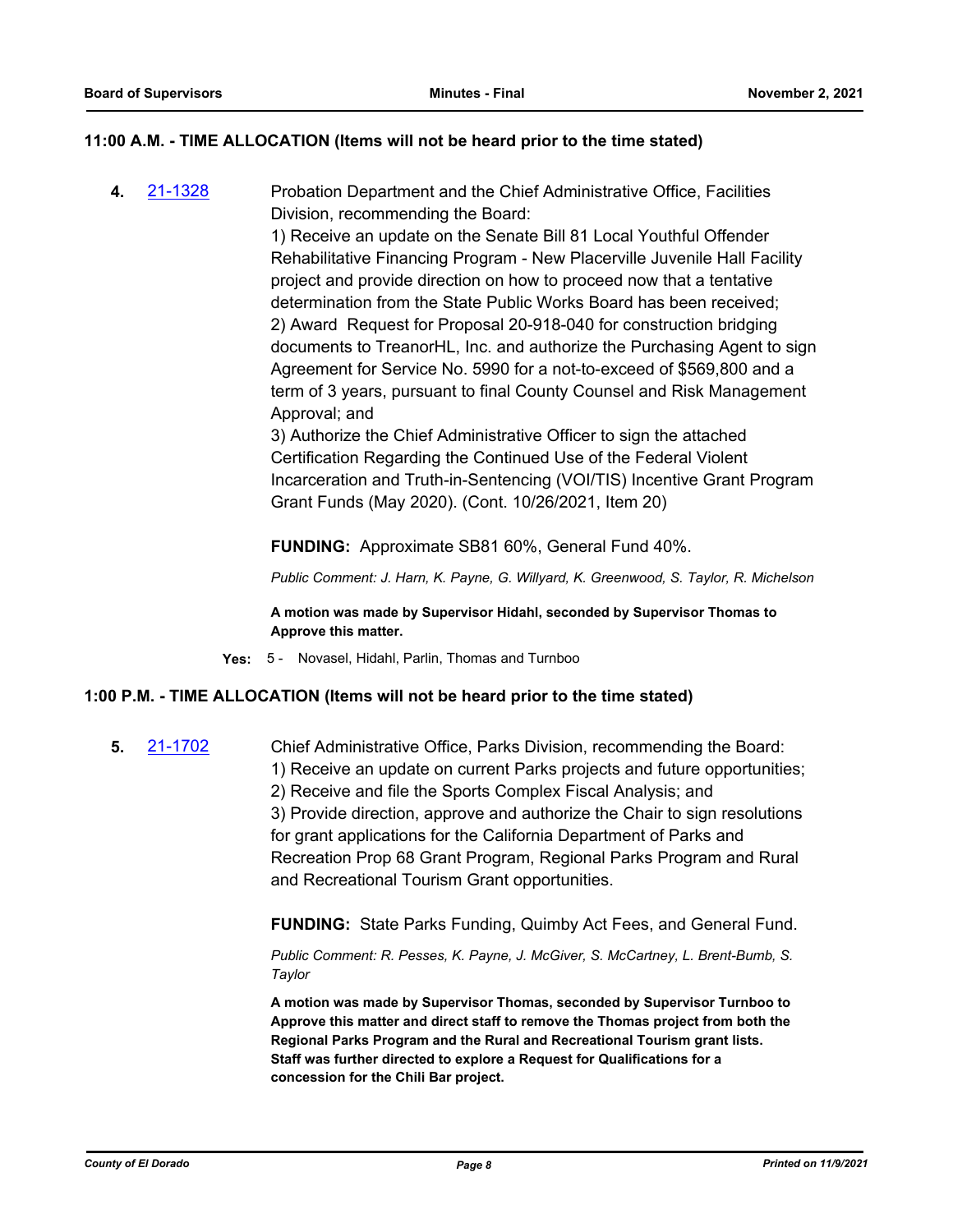## 11:00 A.M. - TIME ALLOCATION (Items will not be heard prior to the time stated)

**4.** [21-1328](21-1328)

Probation Department and the Chief Administrative Office, Facilities Division, recommending the Board:
1) Receive an update on the Senate Bill 81 Local Youthful Offender Rehabilitative Financing Program - New Placerville Juvenile Hall Facility project and provide direction on how to proceed now that a tentative determination from the State Public Works Board has been received;
2) Award Request for Proposal 20-918-040 for construction bridging documents to TreanorHL, Inc. and authorize the Purchasing Agent to sign Agreement for Service No. 5990 for a not-to-exceed of $569,800 and a term of 3 years, pursuant to final County Counsel and Risk Management Approval; and
3) Authorize the Chief Administrative Officer to sign the attached Certification Regarding the Continued Use of the Federal Violent Incarceration and Truth-in-Sentencing (VOI/TIS) Incentive Grant Program Grant Funds (May 2020). (Cont. 10/26/2021, Item 20)

**FUNDING:** Approximate SB81 60%, General Fund 40%.

*Public Comment: J. Harn, K. Payne, G. Willyard, K. Greenwood, S. Taylor, R. Michelson*

**A motion was made by Supervisor Hidahl, seconded by Supervisor Thomas to Approve this matter.**

**Yes:** 5 - Novasel, Hidahl, Parlin, Thomas and Turnboo

## 1:00 P.M. - TIME ALLOCATION (Items will not be heard prior to the time stated)

**5.** [21-1702](21-1702)

Chief Administrative Office, Parks Division, recommending the Board:
1) Receive an update on current Parks projects and future opportunities;
2) Receive and file the Sports Complex Fiscal Analysis; and
3) Provide direction, approve and authorize the Chair to sign resolutions for grant applications for the California Department of Parks and Recreation Prop 68 Grant Program, Regional Parks Program and Rural and Recreational Tourism Grant opportunities.

**FUNDING:** State Parks Funding, Quimby Act Fees, and General Fund.

*Public Comment: R. Pesses, K. Payne, J. McGiver, S. McCartney, L. Brent-Bumb, S. Taylor*

**A motion was made by Supervisor Thomas, seconded by Supervisor Turnboo to Approve this matter and direct staff to remove the Thomas project from both the Regional Parks Program and the Rural and Recreational Tourism grant lists. Staff was further directed to explore a Request for Qualifications for a concession for the Chili Bar project.**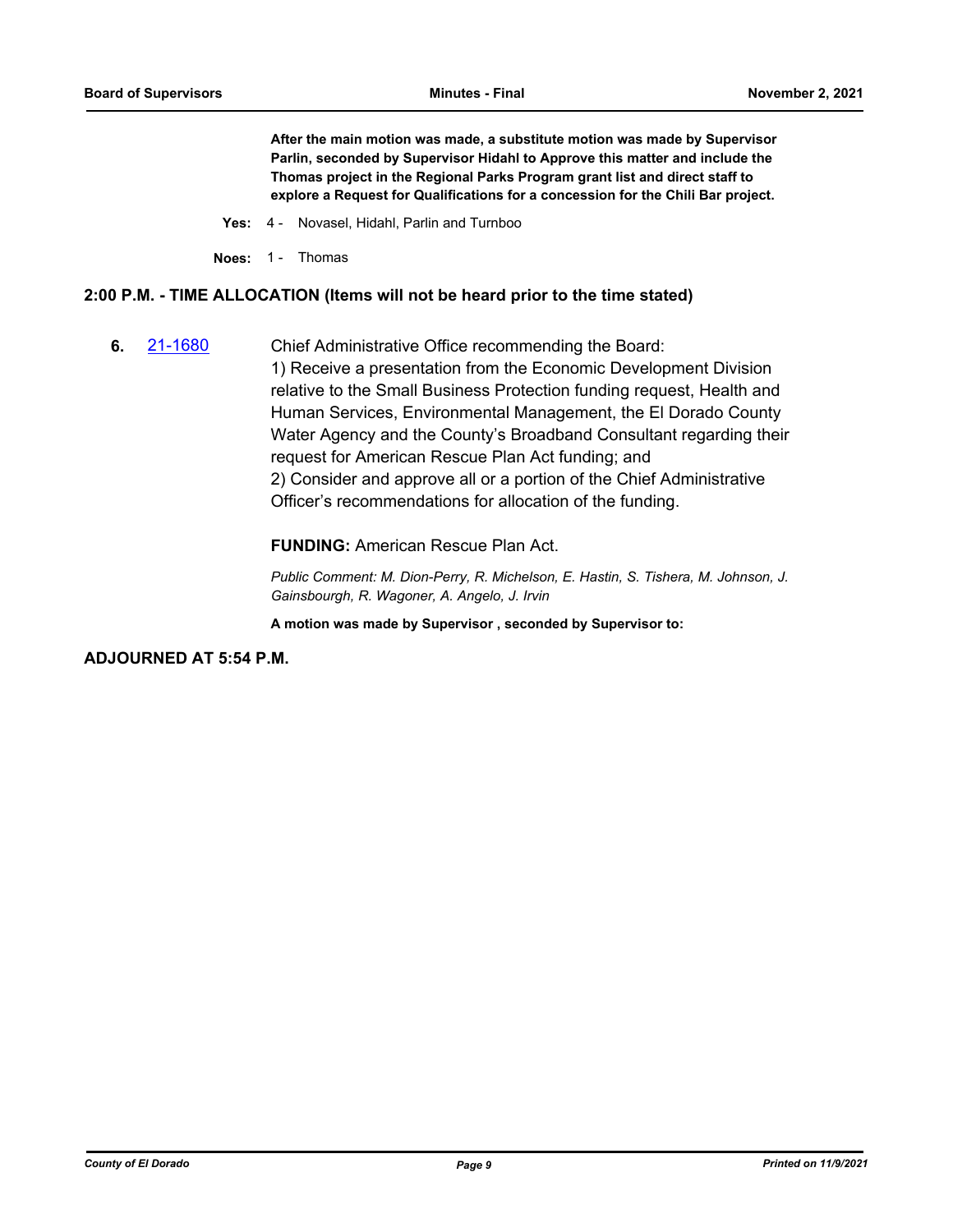**After the main motion was made, a substitute motion was made by Supervisor Parlin, seconded by Supervisor Hidahl to Approve this matter and include the Thomas project in the Regional Parks Program grant list and direct staff to explore a Request for Qualifications for a concession for the Chili Bar project.**

**Yes:** 4 - Novasel, Hidahl, Parlin and Turnboo

**Noes:** 1 - Thomas

## 2:00 P.M. - TIME ALLOCATION (Items will not be heard prior to the time stated)

**6.** 21-1680 Chief Administrative Office recommending the Board:

1) Receive a presentation from the Economic Development Division relative to the Small Business Protection funding request, Health and Human Services, Environmental Management, the El Dorado County Water Agency and the County's Broadband Consultant regarding their request for American Rescue Plan Act funding; and

2) Consider and approve all or a portion of the Chief Administrative Officer's recommendations for allocation of the funding.

**FUNDING:** American Rescue Plan Act.

*Public Comment: M. Dion-Perry, R. Michelson, E. Hastin, S. Tishera, M. Johnson, J. Gainsbourgh, R. Wagoner, A. Angelo, J. Irvin*

**A motion was made by Supervisor , seconded by Supervisor to:**

## ADJOURNED AT 5:54 P.M.